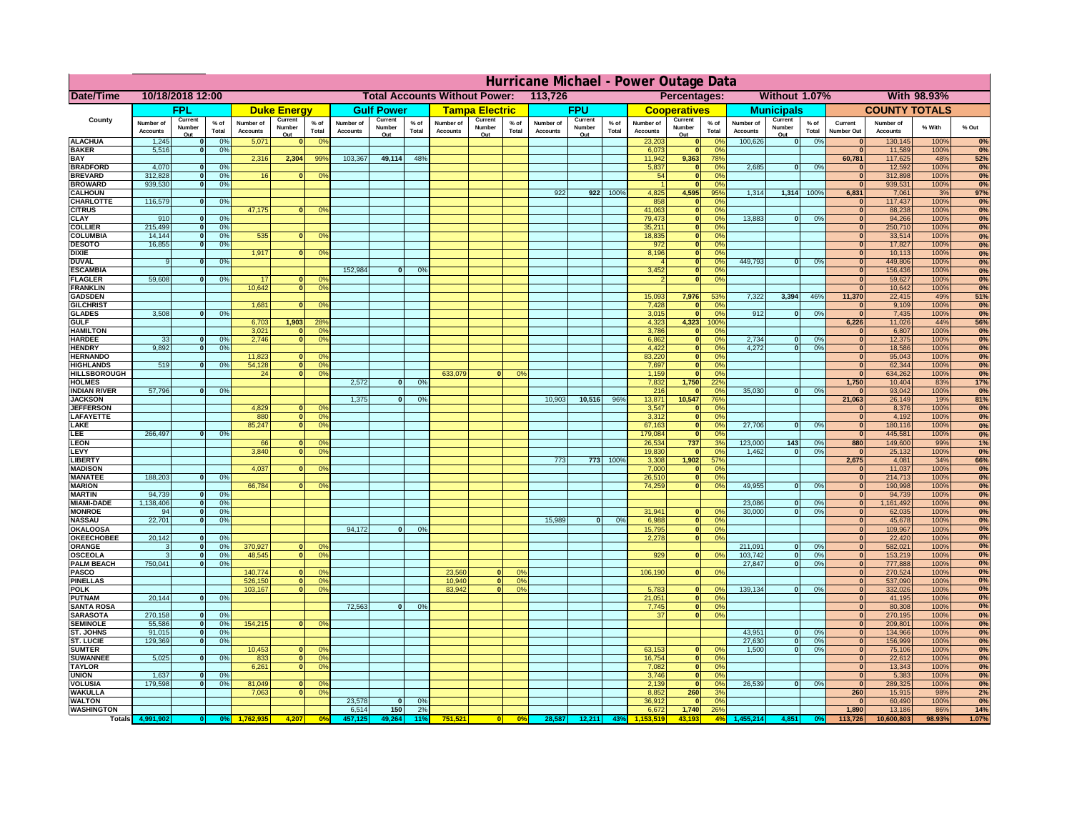# Hurricane Michael - Power Outage Data

| Date/Time | 10/18/2018 12:00 | | | Total Accounts Without Power: | | | 113,726 | | | Percentages: | | | Without 1.07% | | | With 98.93% | | | | | | | | | | |
|---|---|---|---|---|---|---|---|---|---|---|---|---|---|---|---|---|---|---|---|---|---|---|---|---|---|---|
| County | FPL | | | Duke Energy | | | Gulf Power | | | Tampa Electric | | | FPU | | | Cooperatives | | | Municipals | | | COUNTY TOTALS | | | | |
| | Number of Accounts | Current Number Out | % of Total | Number of Accounts | Current Number Out | % of Total | Number of Accounts | Current Number Out | % of Total | Number of Accounts | Current Number Out | % of Total | Number of Accounts | Current Number Out | % of Total | Number of Accounts | Current Number Out | % of Total | Number of Accounts | Current Number Out | % of Total | Current Number Out | Number of Accounts | % With | % Out | |
| ALACHUA | 1,245 | 0 | 0% | 5,071 | 0 | 0% | | | | | | | | | | 23,203 | 0 | 0% | 100,626 | 0 | 0% | 0 | 130,145 | 100% | 0% | |
| BAKER | 5,516 | 0 | 0% | | | | | | | | | | | | | 6,073 | 0 | 0% | | | | 0 | 11,589 | 100% | 0% | |
| BAY | | | | 2,316 | 2,304 | 99% | 103,367 | 49,114 | 48% | | | | | | | 11,942 | 9,363 | 78% | | | | 60,781 | 117,625 | 48% | 52% | |
| BRADFORD | 4,070 | 0 | 0% | | | | | | | | | | | | | 5,837 | 0 | 0% | 2,685 | 0 | 0% | 0 | 12,592 | 100% | 0% | |
| BREVARD | 312,828 | 0 | 0% | 16 | 0 | 0% | | | | | | | | | | 54 | 0 | 0% | | | | 0 | 312,898 | 100% | 0% | |
| BROWARD | 939,530 | 0 | 0% | | | | | | | | | | | | | 1 | 0 | 0% | | | | 0 | 939,531 | 100% | 0% | |
| CALHOUN | | | | | | | | | | | | | 922 | 922 | 100% | 4,825 | 4,595 | 95% | 1,314 | 1,314 | 100% | 6,831 | 7,061 | 3% | 97% | |
| CHARLOTTE | 116,579 | 0 | 0% | | | | | | | | | | | | | 858 | 0 | 0% | | | | 0 | 117,437 | 100% | 0% | |
| CITRUS | | | | 47,175 | 0 | 0% | | | | | | | | | | 41,063 | 0 | 0% | | | | 0 | 88,238 | 100% | 0% | |
| CLAY | 910 | 0 | 0% | | | | | | | | | | | | | 79,473 | 0 | 0% | 13,883 | 0 | 0% | 0 | 94,266 | 100% | 0% | |
| COLLIER | 215,499 | 0 | 0% | | | | | | | | | | | | | 35,211 | 0 | 0% | | | | 0 | 250,710 | 100% | 0% | |
| COLUMBIA | 14,144 | 0 | 0% | 535 | 0 | 0% | | | | | | | | | | 18,835 | 0 | 0% | | | | 0 | 33,514 | 100% | 0% | |
| DESOTO | 16,855 | 0 | 0% | | | | | | | | | | | | | 972 | 0 | 0% | | | | 0 | 17,827 | 100% | 0% | |
| DIXIE | | | | 1,917 | 0 | 0% | | | | | | | | | | 8,196 | 0 | 0% | | | | 0 | 10,113 | 100% | 0% | |
| DUVAL | 9 | 0 | 0% | | | | | | | | | | | | | 4 | 0 | 0% | 449,793 | 0 | 0% | 0 | 449,806 | 100% | 0% | |
| ESCAMBIA | | | | | | | 152,984 | 0 | 0% | | | | | | | 3,452 | 0 | 0% | | | | 0 | 156,436 | 100% | 0% | |
| FLAGLER | 59,608 | 0 | 0% | 17 | 0 | 0% | | | | | | | | | | 2 | 0 | 0% | | | | 0 | 59,627 | 100% | 0% | |
| FRANKLIN | | | | 10,642 | 0 | 0% | | | | | | | | | | | | | | | | 0 | 10,642 | 100% | 0% | |
| GADSDEN | | | | | | | | | | | | | | | | 15,093 | 7,976 | 53% | 7,322 | 3,394 | 46% | 11,370 | 22,415 | 49% | 51% | |
| GILCHRIST | | | | 1,681 | 0 | 0% | | | | | | | | | | 7,428 | 0 | 0% | | | | 0 | 9,109 | 100% | 0% | |
| GLADES | 3,508 | 0 | 0% | | | | | | | | | | | | | 3,015 | 0 | 0% | 912 | 0 | 0% | 0 | 7,435 | 100% | 0% | |
| GULF | | | | 6,703 | 1,903 | 28% | | | | | | | | | | 4,323 | 4,323 | 100% | | | | 6,226 | 11,026 | 44% | 56% | |
| HAMILTON | | | | 3,021 | 0 | 0% | | | | | | | | | | 3,786 | 0 | 0% | | | | 0 | 6,807 | 100% | 0% | |
| HARDEE | 33 | 0 | 0% | 2,746 | 0 | 0% | | | | | | | | | | 6,862 | 0 | 0% | 2,734 | 0 | 0% | 0 | 12,375 | 100% | 0% | |
| HENDRY | 9,892 | 0 | 0% | | | | | | | | | | | | | 4,422 | 0 | 0% | 4,272 | 0 | 0% | 0 | 18,586 | 100% | 0% | |
| HERNANDO | | | | 11,823 | 0 | 0% | | | | | | | | | | 83,220 | 0 | 0% | | | | 0 | 95,043 | 100% | 0% | |
| HIGHLANDS | 519 | 0 | 0% | 54,128 | 0 | 0% | | | | | | | | | | 7,697 | 0 | 0% | | | | 0 | 62,344 | 100% | 0% | |
| HILLSBOROUGH | | | | 24 | 0 | 0% | | | | 633,079 | 0 | 0% | | | | 1,159 | 0 | 0% | | | | 0 | 634,262 | 100% | 0% | |
| HOLMES | | | | | | | 2,572 | 0 | 0% | | | | | | | 7,832 | 1,750 | 22% | | | | 1,750 | 10,404 | 83% | 17% | |
| INDIAN RIVER | 57,796 | 0 | 0% | | | | | | | | | | | | | 216 | 0 | 0% | 35,030 | 0 | 0% | 0 | 93,042 | 100% | 0% | |
| JACKSON | | | | | | | 1,375 | 0 | 0% | | | | 10,903 | 10,516 | 96% | 13,871 | 10,547 | 76% | | | | 21,063 | 26,149 | 19% | 81% | |
| JEFFERSON | | | | 4,829 | 0 | 0% | | | | | | | | | | 3,547 | 0 | 0% | | | | 0 | 8,376 | 100% | 0% | |
| LAFAYETTE | | | | 880 | 0 | 0% | | | | | | | | | | 3,312 | 0 | 0% | | | | 0 | 4,192 | 100% | 0% | |
| LAKE | | | | 85,247 | 0 | 0% | | | | | | | | | | 67,163 | 0 | 0% | 27,706 | 0 | 0% | 0 | 180,116 | 100% | 0% | |
| LEE | 266,497 | 0 | 0% | | | | | | | | | | | | | 179,084 | 0 | 0% | | | | 0 | 445,581 | 100% | 0% | |
| LEON | | | | 66 | 0 | 0% | | | | | | | | | | 26,534 | 737 | 3% | 123,000 | 143 | 0% | 880 | 149,600 | 99% | 1% | |
| LEVY | | | | 3,840 | 0 | 0% | | | | | | | | | | 19,830 | 0 | 0% | 1,462 | 0 | 0% | 0 | 25,132 | 100% | 0% | |
| LIBERTY | | | | | | | | | | | | | 773 | 773 | 100% | 3,308 | 1,902 | 57% | | | | 2,675 | 4,081 | 34% | 66% | |
| MADISON | | | | 4,037 | 0 | 0% | | | | | | | | | | 7,000 | 0 | 0% | | | | 0 | 11,037 | 100% | 0% | |
| MANATEE | 188,203 | 0 | 0% | | | | | | | | | | | | | 26,510 | 0 | 0% | | | | 0 | 214,713 | 100% | 0% | |
| MARION | | | | 66,784 | 0 | 0% | | | | | | | | | | 74,259 | 0 | 0% | 49,955 | 0 | 0% | 0 | 190,998 | 100% | 0% | |
| MARTIN | 94,739 | 0 | 0% | | | | | | | | | | | | | | | | | | | 0 | 94,739 | 100% | 0% | |
| MIAMI-DADE | 1,138,406 | 0 | 0% | | | | | | | | | | | | | | | | 23,086 | 0 | 0% | 0 | 1,161,492 | 100% | 0% | |
| MONROE | 94 | 0 | 0% | | | | | | | | | | | | | 31,941 | 0 | 0% | 30,000 | 0 | 0% | 0 | 62,035 | 100% | 0% | |
| NASSAU | 22,701 | 0 | 0% | | | | | | | | | | 15,989 | 0 | 0% | 6,988 | 0 | 0% | | | | 0 | 45,678 | 100% | 0% | |
| OKALOOSA | | | | | | | 94,172 | 0 | 0% | | | | | | | 15,795 | 0 | 0% | | | | 0 | 109,967 | 100% | 0% | |
| OKEECHOBEE | 20,142 | 0 | 0% | | | | | | | | | | | | | 2,278 | 0 | 0% | | | | 0 | 22,420 | 100% | 0% | |
| ORANGE | 3 | 0 | 0% | 370,927 | 0 | 0% | | | | | | | | | | | | | 211,091 | 0 | 0% | 0 | 582,021 | 100% | 0% | |
| OSCEOLA | 3 | 0 | 0% | 48,545 | 0 | 0% | | | | | | | | | | 929 | 0 | 0% | 103,742 | 0 | 0% | 0 | 153,219 | 100% | 0% | |
| PALM BEACH | 750,041 | 0 | 0% | | | | | | | | | | | | | | | | 27,847 | 0 | 0% | 0 | 777,888 | 100% | 0% | |
| PASCO | | | | 140,774 | 0 | 0% | | | | 23,560 | 0 | 0% | | | | 106,190 | 0 | 0% | | | | 0 | 270,524 | 100% | 0% | |
| PINELLAS | | | | 526,150 | 0 | 0% | | | | 10,940 | 0 | 0% | | | | | | | | | | 0 | 537,090 | 100% | 0% | |
| POLK | | | | 103,167 | 0 | 0% | | | | 83,942 | 0 | 0% | | | | 5,783 | 0 | 0% | 139,134 | 0 | 0% | 0 | 332,026 | 100% | 0% | |
| PUTNAM | 20,144 | 0 | 0% | | | | | | | | | | | | | 21,051 | 0 | 0% | | | | 0 | 41,195 | 100% | 0% | |
| SANTA ROSA | | | | | | | 72,563 | 0 | 0% | | | | | | | 7,745 | 0 | 0% | | | | 0 | 80,308 | 100% | 0% | |
| SARASOTA | 270,158 | 0 | 0% | | | | | | | | | | | | | 37 | 0 | 0% | | | | 0 | 270,195 | 100% | 0% | |
| SEMINOLE | 55,586 | 0 | 0% | 154,215 | 0 | 0% | | | | | | | | | | | | | | | | 0 | 209,801 | 100% | 0% | |
| ST. JOHNS | 91,015 | 0 | 0% | | | | | | | | | | | | | | | | 43,951 | 0 | 0% | 0 | 134,966 | 100% | 0% | |
| ST. LUCIE | 129,369 | 0 | 0% | | | | | | | | | | | | | | | | 27,630 | 0 | 0% | 0 | 156,999 | 100% | 0% | |
| SUMTER | | | | 10,453 | 0 | 0% | | | | | | | | | | 63,153 | 0 | 0% | 1,500 | 0 | 0% | 0 | 75,106 | 100% | 0% | |
| SUWANNEE | 5,025 | 0 | 0% | 833 | 0 | 0% | | | | | | | | | | 16,754 | 0 | 0% | | | | 0 | 22,612 | 100% | 0% | |
| TAYLOR | | | | 6,261 | 0 | 0% | | | | | | | | | | 7,082 | 0 | 0% | | | | 0 | 13,343 | 100% | 0% | |
| UNION | 1,637 | 0 | 0% | | | | | | | | | | | | | 3,746 | 0 | 0% | | | | 0 | 5,383 | 100% | 0% | |
| VOLUSIA | 179,598 | 0 | 0% | 81,049 | 0 | 0% | | | | | | | | | | 2,139 | 0 | 0% | 26,539 | 0 | 0% | 0 | 289,325 | 100% | 0% | |
| WAKULLA | | | | 7,063 | 0 | 0% | | | | | | | | | | 8,852 | 260 | 3% | | | | 260 | 15,915 | 98% | 2% | |
| WALTON | | | | | | | 23,578 | 0 | 0% | | | | | | | 36,912 | 0 | 0% | | | | 0 | 60,490 | 100% | 0% | |
| WASHINGTON | | | | | | | 6,514 | 150 | 2% | | | | | | | 6,672 | 1,740 | 26% | | | | 1,890 | 13,186 | 86% | 14% | |
| Totals | 4,991,902 | 0 | 0% | 1,762,935 | 4,207 | 0% | 457,125 | 49,264 | 11% | 751,521 | 0 | 0% | 28,587 | 12,211 | 43% | 1,153,519 | 43,193 | 4% | 1,455,214 | 4,851 | 0% | 113,726 | 10,600,803 | 98.93% | 1.07% | |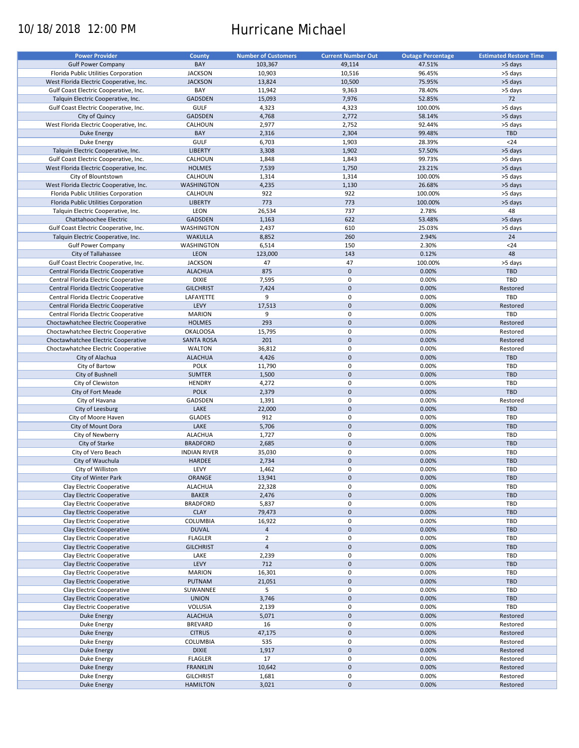10/18/2018 12:00 PM

# Hurricane Michael

| Power Provider | County | Number of Customers | Current Number Out | Outage Percentage | Estimated Restore Time |
|---|---|---|---|---|---|
| Gulf Power Company | BAY | 103,367 | 49,114 | 47.51% | >5 days |
| Florida Public Utilities Corporation | JACKSON | 10,903 | 10,516 | 96.45% | >5 days |
| West Florida Electric Cooperative, Inc. | JACKSON | 13,824 | 10,500 | 75.95% | >5 days |
| Gulf Coast Electric Cooperative, Inc. | BAY | 11,942 | 9,363 | 78.40% | >5 days |
| Talquin Electric Cooperative, Inc. | GADSDEN | 15,093 | 7,976 | 52.85% | 72 |
| Gulf Coast Electric Cooperative, Inc. | GULF | 4,323 | 4,323 | 100.00% | >5 days |
| City of Quincy | GADSDEN | 4,768 | 2,772 | 58.14% | >5 days |
| West Florida Electric Cooperative, Inc. | CALHOUN | 2,977 | 2,752 | 92.44% | >5 days |
| Duke Energy | BAY | 2,316 | 2,304 | 99.48% | TBD |
| Duke Energy | GULF | 6,703 | 1,903 | 28.39% | <24 |
| Talquin Electric Cooperative, Inc. | LIBERTY | 3,308 | 1,902 | 57.50% | >5 days |
| Gulf Coast Electric Cooperative, Inc. | CALHOUN | 1,848 | 1,843 | 99.73% | >5 days |
| West Florida Electric Cooperative, Inc. | HOLMES | 7,539 | 1,750 | 23.21% | >5 days |
| City of Blountstown | CALHOUN | 1,314 | 1,314 | 100.00% | >5 days |
| West Florida Electric Cooperative, Inc. | WASHINGTON | 4,235 | 1,130 | 26.68% | >5 days |
| Florida Public Utilities Corporation | CALHOUN | 922 | 922 | 100.00% | >5 days |
| Florida Public Utilities Corporation | LIBERTY | 773 | 773 | 100.00% | >5 days |
| Talquin Electric Cooperative, Inc. | LEON | 26,534 | 737 | 2.78% | 48 |
| Chattahoochee Electric | GADSDEN | 1,163 | 622 | 53.48% | >5 days |
| Gulf Coast Electric Cooperative, Inc. | WASHINGTON | 2,437 | 610 | 25.03% | >5 days |
| Talquin Electric Cooperative, Inc. | WAKULLA | 8,852 | 260 | 2.94% | 24 |
| Gulf Power Company | WASHINGTON | 6,514 | 150 | 2.30% | <24 |
| City of Tallahassee | LEON | 123,000 | 143 | 0.12% | 48 |
| Gulf Coast Electric Cooperative, Inc. | JACKSON | 47 | 47 | 100.00% | >5 days |
| Central Florida Electric Cooperative | ALACHUA | 875 | 0 | 0.00% | TBD |
| Central Florida Electric Cooperative | DIXIE | 7,595 | 0 | 0.00% | TBD |
| Central Florida Electric Cooperative | GILCHRIST | 7,424 | 0 | 0.00% | Restored |
| Central Florida Electric Cooperative | LAFAYETTE | 9 | 0 | 0.00% | TBD |
| Central Florida Electric Cooperative | LEVY | 17,513 | 0 | 0.00% | Restored |
| Central Florida Electric Cooperative | MARION | 9 | 0 | 0.00% | TBD |
| Choctawhatchee Electric Cooperative | HOLMES | 293 | 0 | 0.00% | Restored |
| Choctawhatchee Electric Cooperative | OKALOOSA | 15,795 | 0 | 0.00% | Restored |
| Choctawhatchee Electric Cooperative | SANTA ROSA | 201 | 0 | 0.00% | Restored |
| Choctawhatchee Electric Cooperative | WALTON | 36,812 | 0 | 0.00% | Restored |
| City of Alachua | ALACHUA | 4,426 | 0 | 0.00% | TBD |
| City of Bartow | POLK | 11,790 | 0 | 0.00% | TBD |
| City of Bushnell | SUMTER | 1,500 | 0 | 0.00% | TBD |
| City of Clewiston | HENDRY | 4,272 | 0 | 0.00% | TBD |
| City of Fort Meade | POLK | 2,379 | 0 | 0.00% | TBD |
| City of Havana | GADSDEN | 1,391 | 0 | 0.00% | Restored |
| City of Leesburg | LAKE | 22,000 | 0 | 0.00% | TBD |
| City of Moore Haven | GLADES | 912 | 0 | 0.00% | TBD |
| City of Mount Dora | LAKE | 5,706 | 0 | 0.00% | TBD |
| City of Newberry | ALACHUA | 1,727 | 0 | 0.00% | TBD |
| City of Starke | BRADFORD | 2,685 | 0 | 0.00% | TBD |
| City of Vero Beach | INDIAN RIVER | 35,030 | 0 | 0.00% | TBD |
| City of Wauchula | HARDEE | 2,734 | 0 | 0.00% | TBD |
| City of Williston | LEVY | 1,462 | 0 | 0.00% | TBD |
| City of Winter Park | ORANGE | 13,941 | 0 | 0.00% | TBD |
| Clay Electric Cooperative | ALACHUA | 22,328 | 0 | 0.00% | TBD |
| Clay Electric Cooperative | BAKER | 2,476 | 0 | 0.00% | TBD |
| Clay Electric Cooperative | BRADFORD | 5,837 | 0 | 0.00% | TBD |
| Clay Electric Cooperative | CLAY | 79,473 | 0 | 0.00% | TBD |
| Clay Electric Cooperative | COLUMBIA | 16,922 | 0 | 0.00% | TBD |
| Clay Electric Cooperative | DUVAL | 4 | 0 | 0.00% | TBD |
| Clay Electric Cooperative | FLAGLER | 2 | 0 | 0.00% | TBD |
| Clay Electric Cooperative | GILCHRIST | 4 | 0 | 0.00% | TBD |
| Clay Electric Cooperative | LAKE | 2,239 | 0 | 0.00% | TBD |
| Clay Electric Cooperative | LEVY | 712 | 0 | 0.00% | TBD |
| Clay Electric Cooperative | MARION | 16,301 | 0 | 0.00% | TBD |
| Clay Electric Cooperative | PUTNAM | 21,051 | 0 | 0.00% | TBD |
| Clay Electric Cooperative | SUWANNEE | 5 | 0 | 0.00% | TBD |
| Clay Electric Cooperative | UNION | 3,746 | 0 | 0.00% | TBD |
| Clay Electric Cooperative | VOLUSIA | 2,139 | 0 | 0.00% | TBD |
| Duke Energy | ALACHUA | 5,071 | 0 | 0.00% | Restored |
| Duke Energy | BREVARD | 16 | 0 | 0.00% | Restored |
| Duke Energy | CITRUS | 47,175 | 0 | 0.00% | Restored |
| Duke Energy | COLUMBIA | 535 | 0 | 0.00% | Restored |
| Duke Energy | DIXIE | 1,917 | 0 | 0.00% | Restored |
| Duke Energy | FLAGLER | 17 | 0 | 0.00% | Restored |
| Duke Energy | FRANKLIN | 10,642 | 0 | 0.00% | Restored |
| Duke Energy | GILCHRIST | 1,681 | 0 | 0.00% | Restored |
| Duke Energy | HAMILTON | 3,021 | 0 | 0.00% | Restored |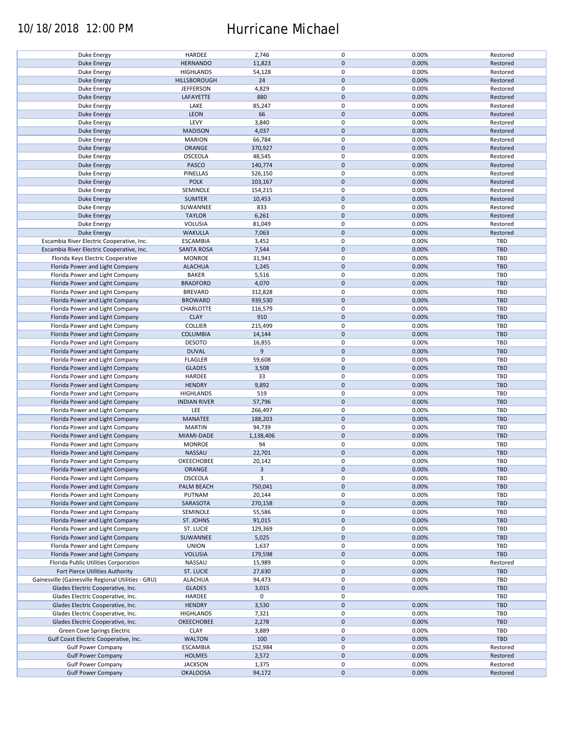| | | | | | |
|---|---|---|---|---|---|
| Duke Energy | HARDEE | 2,746 | 0 | 0.00% | Restored |
| Duke Energy | HERNANDO | 11,823 | 0 | 0.00% | Restored |
| Duke Energy | HIGHLANDS | 54,128 | 0 | 0.00% | Restored |
| Duke Energy | HILLSBOROUGH | 24 | 0 | 0.00% | Restored |
| Duke Energy | JEFFERSON | 4,829 | 0 | 0.00% | Restored |
| Duke Energy | LAFAYETTE | 880 | 0 | 0.00% | Restored |
| Duke Energy | LAKE | 85,247 | 0 | 0.00% | Restored |
| Duke Energy | LEON | 66 | 0 | 0.00% | Restored |
| Duke Energy | LEVY | 3,840 | 0 | 0.00% | Restored |
| Duke Energy | MADISON | 4,037 | 0 | 0.00% | Restored |
| Duke Energy | MARION | 66,784 | 0 | 0.00% | Restored |
| Duke Energy | ORANGE | 370,927 | 0 | 0.00% | Restored |
| Duke Energy | OSCEOLA | 48,545 | 0 | 0.00% | Restored |
| Duke Energy | PASCO | 140,774 | 0 | 0.00% | Restored |
| Duke Energy | PINELLAS | 526,150 | 0 | 0.00% | Restored |
| Duke Energy | POLK | 103,167 | 0 | 0.00% | Restored |
| Duke Energy | SEMINOLE | 154,215 | 0 | 0.00% | Restored |
| Duke Energy | SUMTER | 10,453 | 0 | 0.00% | Restored |
| Duke Energy | SUWANNEE | 833 | 0 | 0.00% | Restored |
| Duke Energy | TAYLOR | 6,261 | 0 | 0.00% | Restored |
| Duke Energy | VOLUSIA | 81,049 | 0 | 0.00% | Restored |
| Duke Energy | WAKULLA | 7,063 | 0 | 0.00% | Restored |
| Escambia River Electric Cooperative, Inc. | ESCAMBIA | 3,452 | 0 | 0.00% | TBD |
| Escambia River Electric Cooperative, Inc. | SANTA ROSA | 7,544 | 0 | 0.00% | TBD |
| Florida Keys Electric Cooperative | MONROE | 31,941 | 0 | 0.00% | TBD |
| Florida Power and Light Company | ALACHUA | 1,245 | 0 | 0.00% | TBD |
| Florida Power and Light Company | BAKER | 5,516 | 0 | 0.00% | TBD |
| Florida Power and Light Company | BRADFORD | 4,070 | 0 | 0.00% | TBD |
| Florida Power and Light Company | BREVARD | 312,828 | 0 | 0.00% | TBD |
| Florida Power and Light Company | BROWARD | 939,530 | 0 | 0.00% | TBD |
| Florida Power and Light Company | CHARLOTTE | 116,579 | 0 | 0.00% | TBD |
| Florida Power and Light Company | CLAY | 910 | 0 | 0.00% | TBD |
| Florida Power and Light Company | COLLIER | 215,499 | 0 | 0.00% | TBD |
| Florida Power and Light Company | COLUMBIA | 14,144 | 0 | 0.00% | TBD |
| Florida Power and Light Company | DESOTO | 16,855 | 0 | 0.00% | TBD |
| Florida Power and Light Company | DUVAL | 9 | 0 | 0.00% | TBD |
| Florida Power and Light Company | FLAGLER | 59,608 | 0 | 0.00% | TBD |
| Florida Power and Light Company | GLADES | 3,508 | 0 | 0.00% | TBD |
| Florida Power and Light Company | HARDEE | 33 | 0 | 0.00% | TBD |
| Florida Power and Light Company | HENDRY | 9,892 | 0 | 0.00% | TBD |
| Florida Power and Light Company | HIGHLANDS | 519 | 0 | 0.00% | TBD |
| Florida Power and Light Company | INDIAN RIVER | 57,796 | 0 | 0.00% | TBD |
| Florida Power and Light Company | LEE | 266,497 | 0 | 0.00% | TBD |
| Florida Power and Light Company | MANATEE | 188,203 | 0 | 0.00% | TBD |
| Florida Power and Light Company | MARTIN | 94,739 | 0 | 0.00% | TBD |
| Florida Power and Light Company | MIAMI-DADE | 1,138,406 | 0 | 0.00% | TBD |
| Florida Power and Light Company | MONROE | 94 | 0 | 0.00% | TBD |
| Florida Power and Light Company | NASSAU | 22,701 | 0 | 0.00% | TBD |
| Florida Power and Light Company | OKEECHOBEE | 20,142 | 0 | 0.00% | TBD |
| Florida Power and Light Company | ORANGE | 3 | 0 | 0.00% | TBD |
| Florida Power and Light Company | OSCEOLA | 3 | 0 | 0.00% | TBD |
| Florida Power and Light Company | PALM BEACH | 750,041 | 0 | 0.00% | TBD |
| Florida Power and Light Company | PUTNAM | 20,144 | 0 | 0.00% | TBD |
| Florida Power and Light Company | SARASOTA | 270,158 | 0 | 0.00% | TBD |
| Florida Power and Light Company | SEMINOLE | 55,586 | 0 | 0.00% | TBD |
| Florida Power and Light Company | ST. JOHNS | 91,015 | 0 | 0.00% | TBD |
| Florida Power and Light Company | ST. LUCIE | 129,369 | 0 | 0.00% | TBD |
| Florida Power and Light Company | SUWANNEE | 5,025 | 0 | 0.00% | TBD |
| Florida Power and Light Company | UNION | 1,637 | 0 | 0.00% | TBD |
| Florida Power and Light Company | VOLUSIA | 179,598 | 0 | 0.00% | TBD |
| Florida Public Utilities Corporation | NASSAU | 15,989 | 0 | 0.00% | Restored |
| Fort Pierce Utilities Authority | ST. LUCIE | 27,630 | 0 | 0.00% | TBD |
| Gainesville (Gainesville Regional Utilities - GRU) | ALACHUA | 94,473 | 0 | 0.00% | TBD |
| Glades Electric Cooperative, Inc. | GLADES | 3,015 | 0 | 0.00% | TBD |
| Glades Electric Cooperative, Inc. | HARDEE | 0 | 0 | | TBD |
| Glades Electric Cooperative, Inc. | HENDRY | 3,530 | 0 | 0.00% | TBD |
| Glades Electric Cooperative, Inc. | HIGHLANDS | 7,321 | 0 | 0.00% | TBD |
| Glades Electric Cooperative, Inc. | OKEECHOBEE | 2,278 | 0 | 0.00% | TBD |
| Green Cove Springs Electric | CLAY | 3,889 | 0 | 0.00% | TBD |
| Gulf Coast Electric Cooperative, Inc. | WALTON | 100 | 0 | 0.00% | TBD |
| Gulf Power Company | ESCAMBIA | 152,984 | 0 | 0.00% | Restored |
| Gulf Power Company | HOLMES | 2,572 | 0 | 0.00% | Restored |
| Gulf Power Company | JACKSON | 1,375 | 0 | 0.00% | Restored |
| Gulf Power Company | OKALOOSA | 94,172 | 0 | 0.00% | Restored |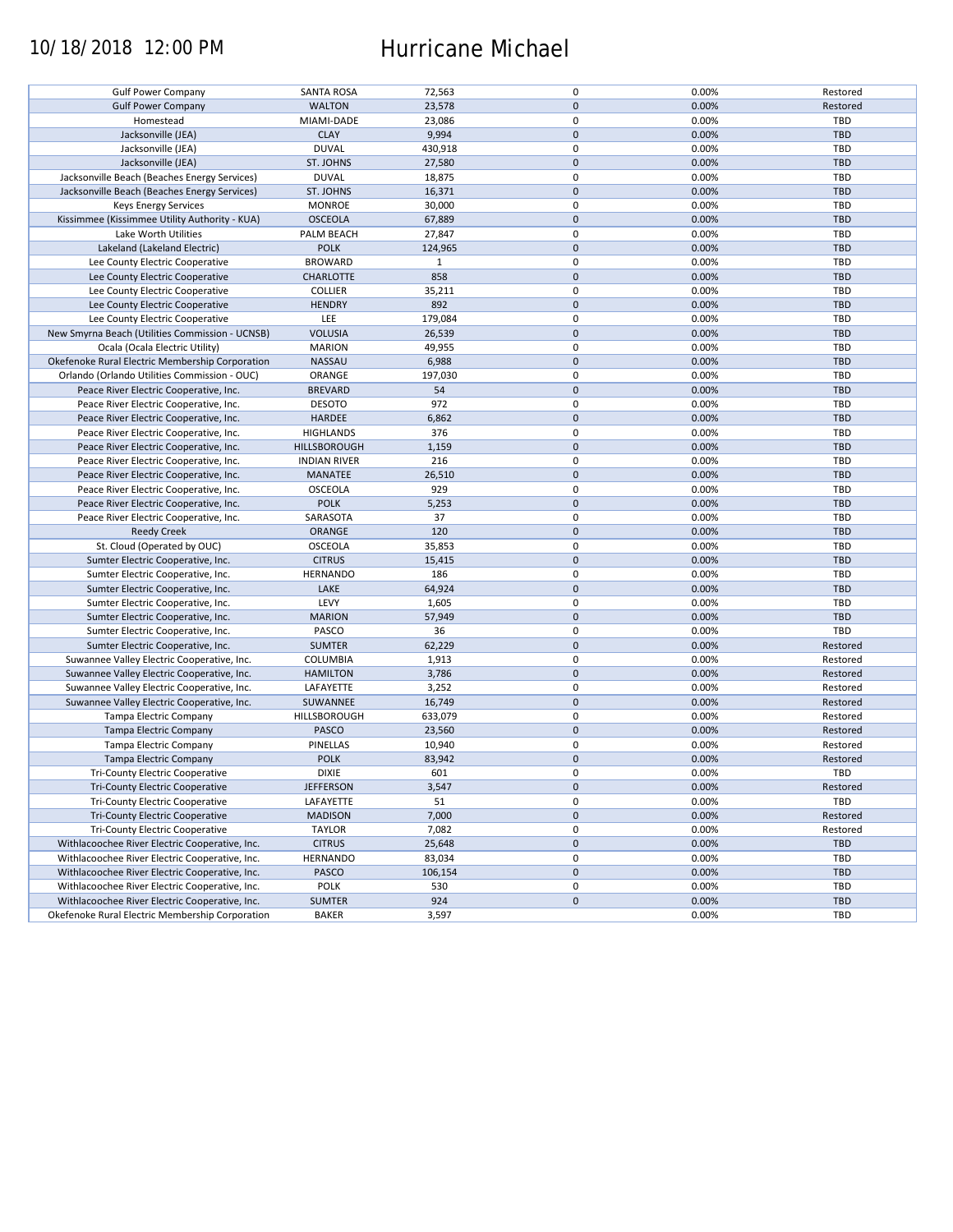| | | | | | |
|---|---|---|---|---|---|
| Gulf Power Company | SANTA ROSA | 72,563 | 0 | 0.00% | Restored |
| Gulf Power Company | WALTON | 23,578 | 0 | 0.00% | Restored |
| Homestead | MIAMI-DADE | 23,086 | 0 | 0.00% | TBD |
| Jacksonville (JEA) | CLAY | 9,994 | 0 | 0.00% | TBD |
| Jacksonville (JEA) | DUVAL | 430,918 | 0 | 0.00% | TBD |
| Jacksonville (JEA) | ST. JOHNS | 27,580 | 0 | 0.00% | TBD |
| Jacksonville Beach (Beaches Energy Services) | DUVAL | 18,875 | 0 | 0.00% | TBD |
| Jacksonville Beach (Beaches Energy Services) | ST. JOHNS | 16,371 | 0 | 0.00% | TBD |
| Keys Energy Services | MONROE | 30,000 | 0 | 0.00% | TBD |
| Kissimmee (Kissimmee Utility Authority - KUA) | OSCEOLA | 67,889 | 0 | 0.00% | TBD |
| Lake Worth Utilities | PALM BEACH | 27,847 | 0 | 0.00% | TBD |
| Lakeland (Lakeland Electric) | POLK | 124,965 | 0 | 0.00% | TBD |
| Lee County Electric Cooperative | BROWARD | 1 | 0 | 0.00% | TBD |
| Lee County Electric Cooperative | CHARLOTTE | 858 | 0 | 0.00% | TBD |
| Lee County Electric Cooperative | COLLIER | 35,211 | 0 | 0.00% | TBD |
| Lee County Electric Cooperative | HENDRY | 892 | 0 | 0.00% | TBD |
| Lee County Electric Cooperative | LEE | 179,084 | 0 | 0.00% | TBD |
| New Smyrna Beach (Utilities Commission - UCNSB) | VOLUSIA | 26,539 | 0 | 0.00% | TBD |
| Ocala (Ocala Electric Utility) | MARION | 49,955 | 0 | 0.00% | TBD |
| Okefenoke Rural Electric Membership Corporation | NASSAU | 6,988 | 0 | 0.00% | TBD |
| Orlando (Orlando Utilities Commission - OUC) | ORANGE | 197,030 | 0 | 0.00% | TBD |
| Peace River Electric Cooperative, Inc. | BREVARD | 54 | 0 | 0.00% | TBD |
| Peace River Electric Cooperative, Inc. | DESOTO | 972 | 0 | 0.00% | TBD |
| Peace River Electric Cooperative, Inc. | HARDEE | 6,862 | 0 | 0.00% | TBD |
| Peace River Electric Cooperative, Inc. | HIGHLANDS | 376 | 0 | 0.00% | TBD |
| Peace River Electric Cooperative, Inc. | HILLSBOROUGH | 1,159 | 0 | 0.00% | TBD |
| Peace River Electric Cooperative, Inc. | INDIAN RIVER | 216 | 0 | 0.00% | TBD |
| Peace River Electric Cooperative, Inc. | MANATEE | 26,510 | 0 | 0.00% | TBD |
| Peace River Electric Cooperative, Inc. | OSCEOLA | 929 | 0 | 0.00% | TBD |
| Peace River Electric Cooperative, Inc. | POLK | 5,253 | 0 | 0.00% | TBD |
| Peace River Electric Cooperative, Inc. | SARASOTA | 37 | 0 | 0.00% | TBD |
| Reedy Creek | ORANGE | 120 | 0 | 0.00% | TBD |
| St. Cloud (Operated by OUC) | OSCEOLA | 35,853 | 0 | 0.00% | TBD |
| Sumter Electric Cooperative, Inc. | CITRUS | 15,415 | 0 | 0.00% | TBD |
| Sumter Electric Cooperative, Inc. | HERNANDO | 186 | 0 | 0.00% | TBD |
| Sumter Electric Cooperative, Inc. | LAKE | 64,924 | 0 | 0.00% | TBD |
| Sumter Electric Cooperative, Inc. | LEVY | 1,605 | 0 | 0.00% | TBD |
| Sumter Electric Cooperative, Inc. | MARION | 57,949 | 0 | 0.00% | TBD |
| Sumter Electric Cooperative, Inc. | PASCO | 36 | 0 | 0.00% | TBD |
| Sumter Electric Cooperative, Inc. | SUMTER | 62,229 | 0 | 0.00% | Restored |
| Suwannee Valley Electric Cooperative, Inc. | COLUMBIA | 1,913 | 0 | 0.00% | Restored |
| Suwannee Valley Electric Cooperative, Inc. | HAMILTON | 3,786 | 0 | 0.00% | Restored |
| Suwannee Valley Electric Cooperative, Inc. | LAFAYETTE | 3,252 | 0 | 0.00% | Restored |
| Suwannee Valley Electric Cooperative, Inc. | SUWANNEE | 16,749 | 0 | 0.00% | Restored |
| Tampa Electric Company | HILLSBOROUGH | 633,079 | 0 | 0.00% | Restored |
| Tampa Electric Company | PASCO | 23,560 | 0 | 0.00% | Restored |
| Tampa Electric Company | PINELLAS | 10,940 | 0 | 0.00% | Restored |
| Tampa Electric Company | POLK | 83,942 | 0 | 0.00% | Restored |
| Tri-County Electric Cooperative | DIXIE | 601 | 0 | 0.00% | TBD |
| Tri-County Electric Cooperative | JEFFERSON | 3,547 | 0 | 0.00% | Restored |
| Tri-County Electric Cooperative | LAFAYETTE | 51 | 0 | 0.00% | TBD |
| Tri-County Electric Cooperative | MADISON | 7,000 | 0 | 0.00% | Restored |
| Tri-County Electric Cooperative | TAYLOR | 7,082 | 0 | 0.00% | Restored |
| Withlacoochee River Electric Cooperative, Inc. | CITRUS | 25,648 | 0 | 0.00% | TBD |
| Withlacoochee River Electric Cooperative, Inc. | HERNANDO | 83,034 | 0 | 0.00% | TBD |
| Withlacoochee River Electric Cooperative, Inc. | PASCO | 106,154 | 0 | 0.00% | TBD |
| Withlacoochee River Electric Cooperative, Inc. | POLK | 530 | 0 | 0.00% | TBD |
| Withlacoochee River Electric Cooperative, Inc. | SUMTER | 924 | 0 | 0.00% | TBD |
| Okefenoke Rural Electric Membership Corporation | BAKER | 3,597 | | 0.00% | TBD |